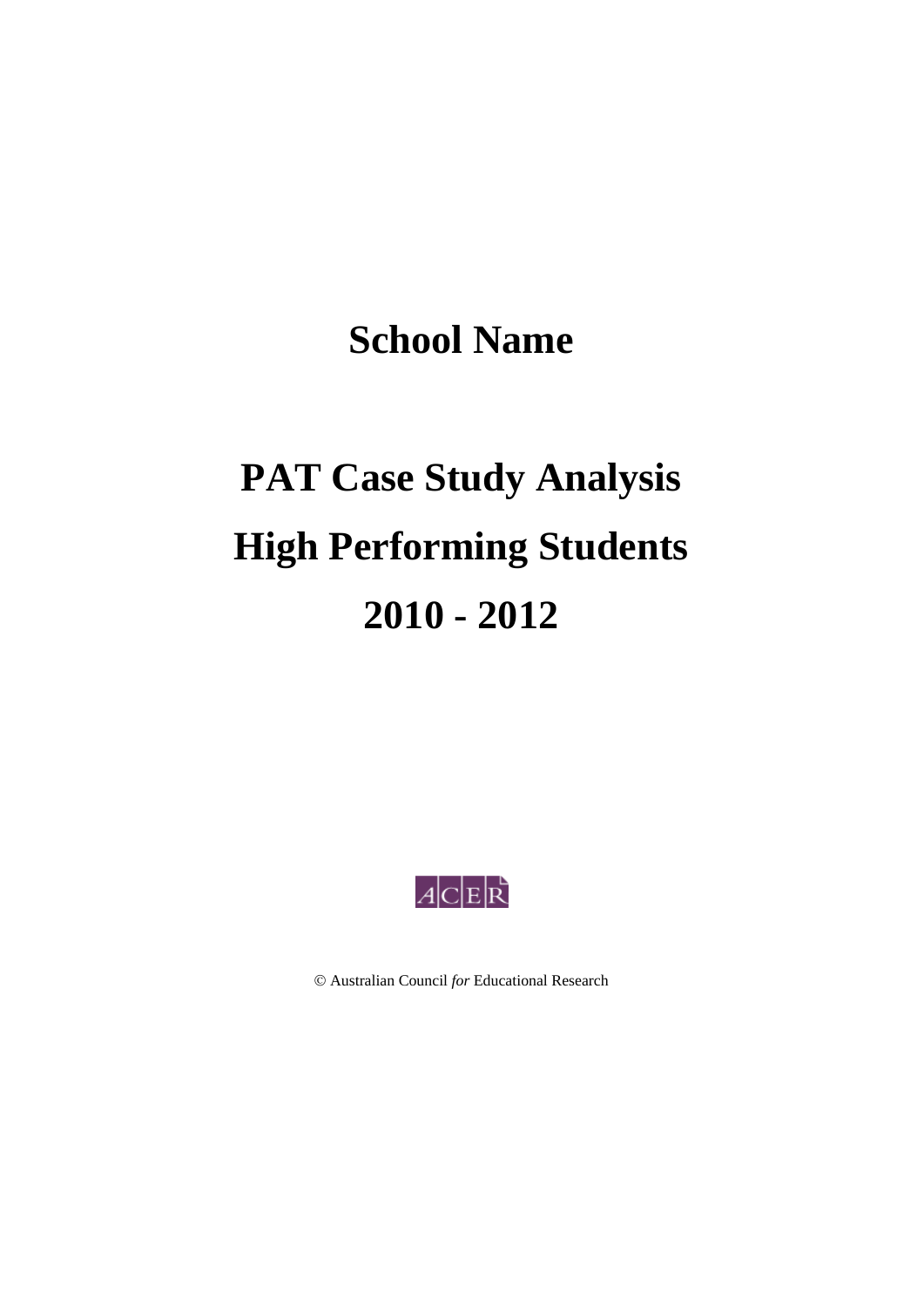# School Name

# PAT Case Study Analysis

# High Performing Students

# 2010 - 2012

ACER

© Australian Council *for* Educational Research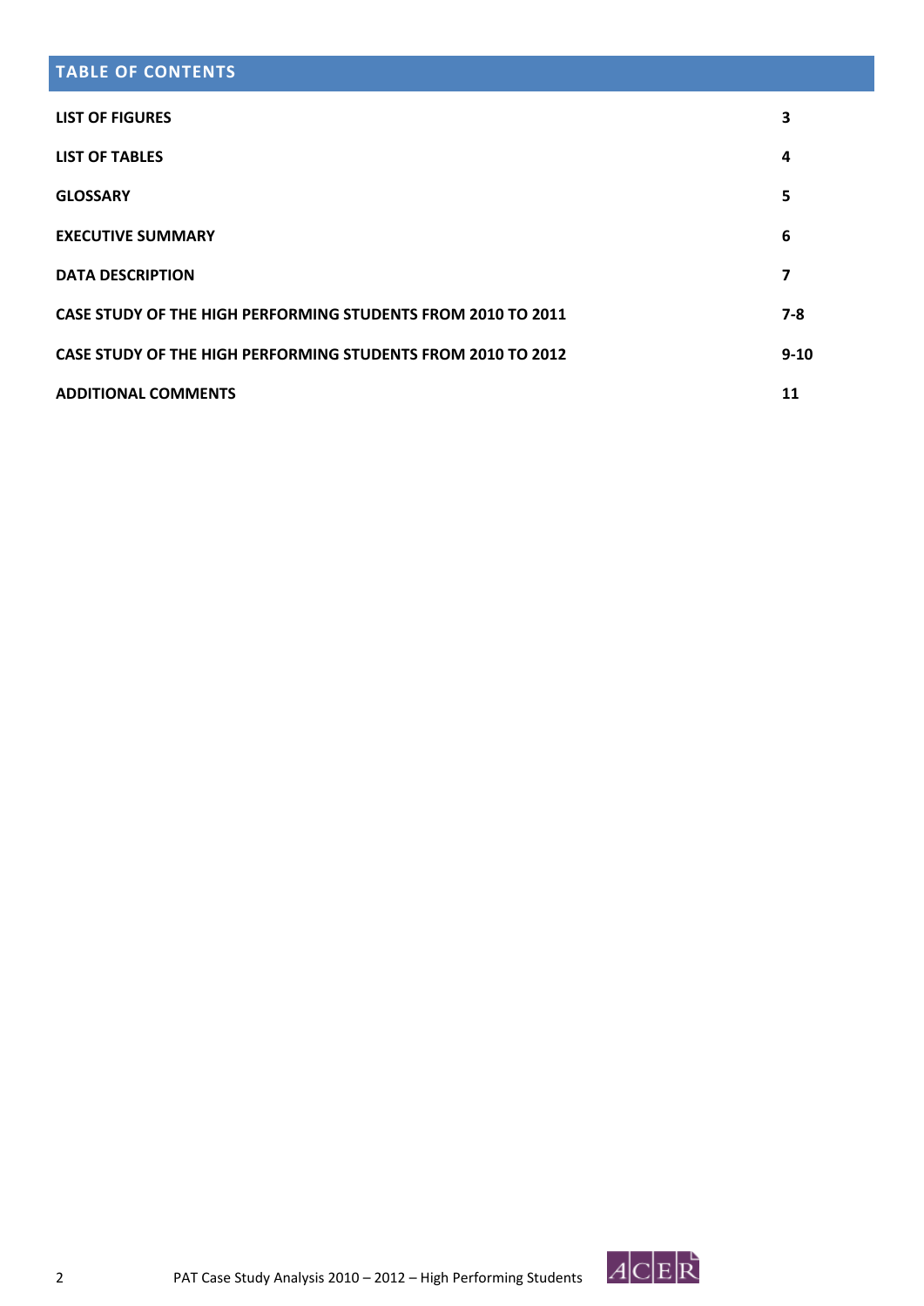## TABLE OF CONTENTS

| | |
|---|---|
| **LIST OF FIGURES** | **3** |
| **LIST OF TABLES** | **4** |
| **GLOSSARY** | **5** |
| **EXECUTIVE SUMMARY** | **6** |
| **DATA DESCRIPTION** | **7** |
| **CASE STUDY OF THE HIGH PERFORMING STUDENTS FROM 2010 TO 2011** | **7-8** |
| **CASE STUDY OF THE HIGH PERFORMING STUDENTS FROM 2010 TO 2012** | **9-10** |
| **ADDITIONAL COMMENTS** | **11** |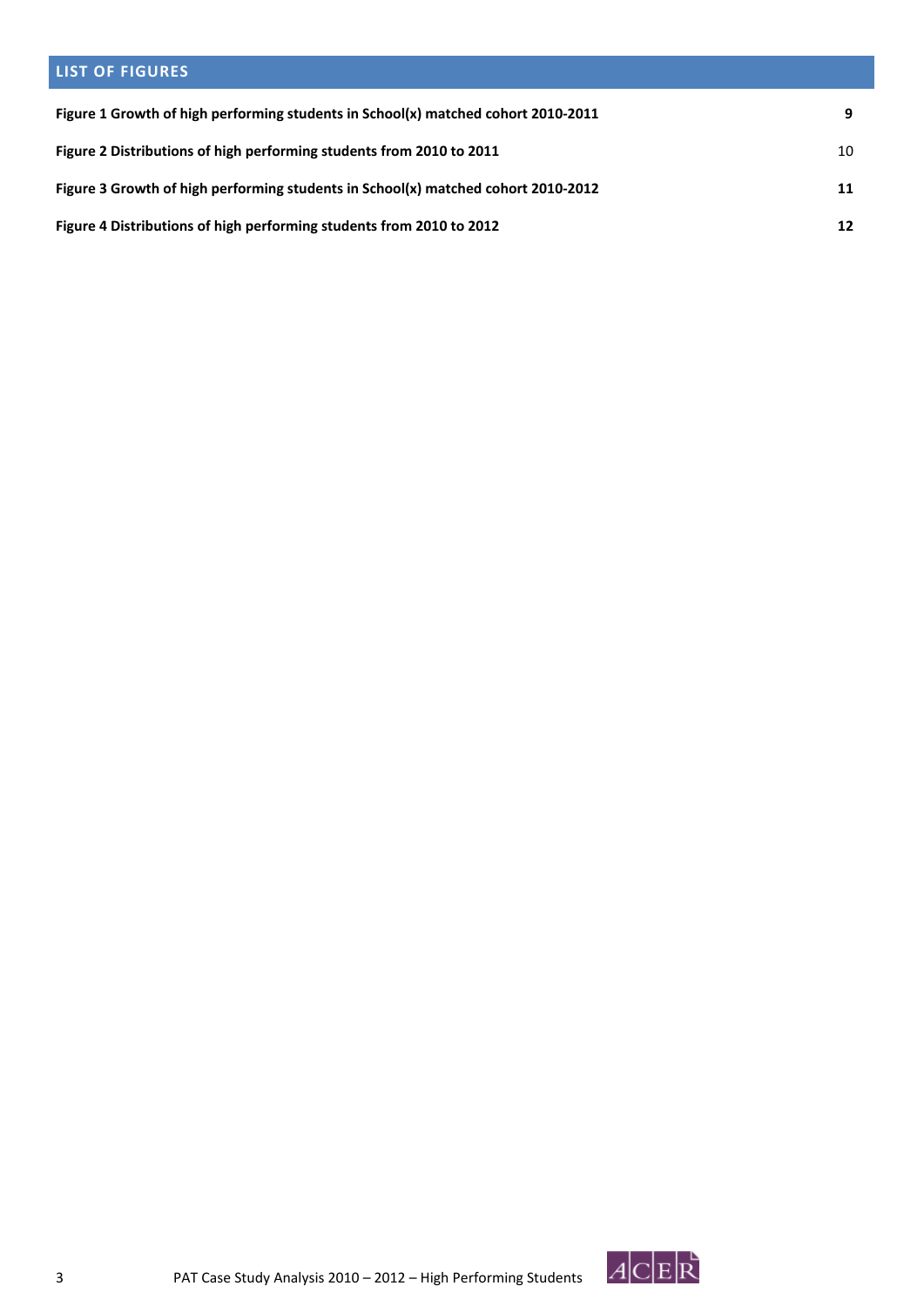## LIST OF FIGURES

**Figure 1 Growth of high performing students in School(x) matched cohort 2010-2011** **9**

**Figure 2 Distributions of high performing students from 2010 to 2011** 10

**Figure 3 Growth of high performing students in School(x) matched cohort 2010-2012** **11**

**Figure 4 Distributions of high performing students from 2010 to 2012** **12**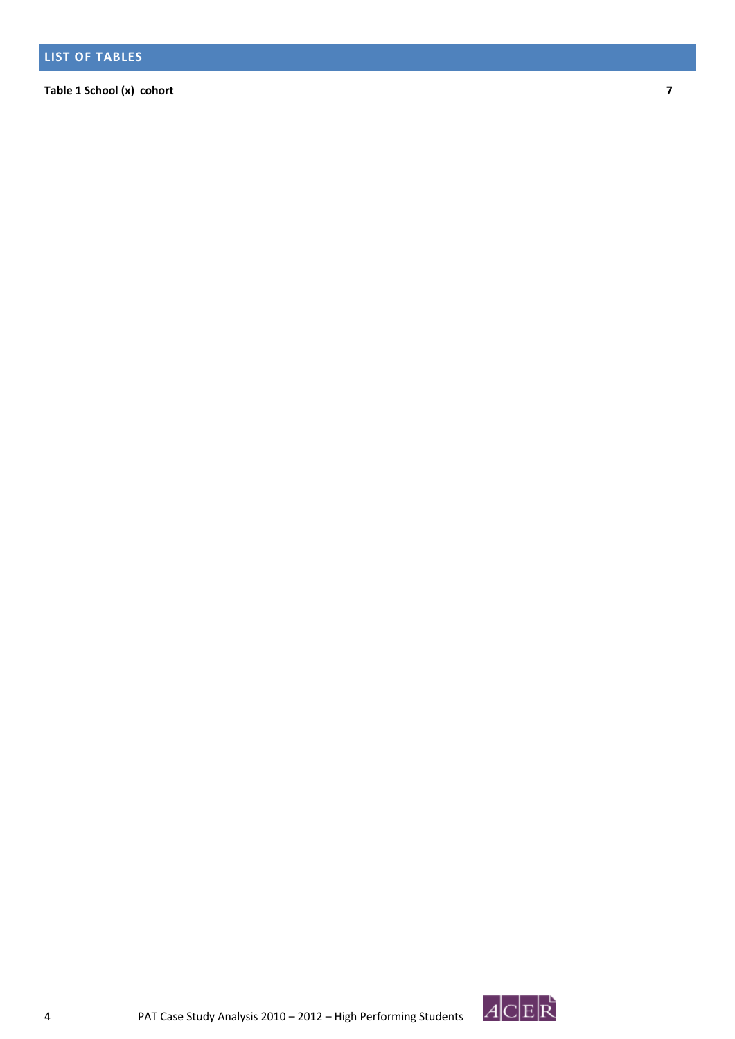## LIST OF TABLES

**Table 1 School (x) cohort** **7**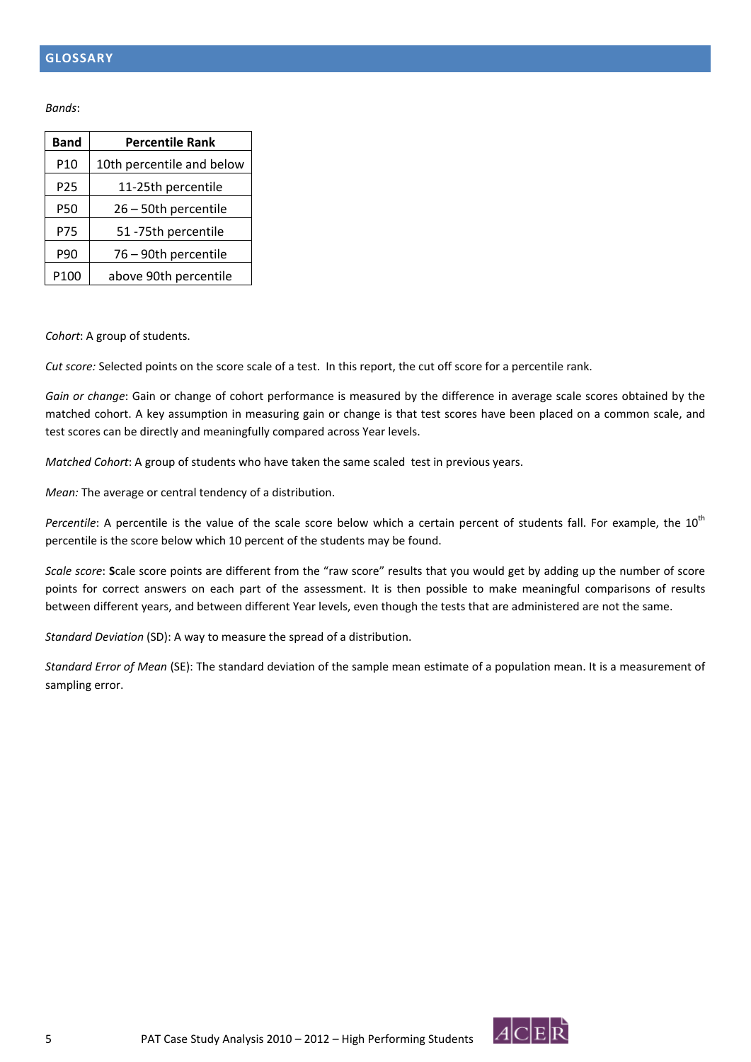## GLOSSARY

*Bands*:

| Band | Percentile Rank |
|---|---|
| P10 | 10th percentile and below |
| P25 | 11-25th percentile |
| P50 | 26 – 50th percentile |
| P75 | 51 -75th percentile |
| P90 | 76 – 90th percentile |
| P100 | above 90th percentile |

*Cohort*: A group of students.

*Cut score:* Selected points on the score scale of a test. In this report, the cut off score for a percentile rank.

*Gain or change*: Gain or change of cohort performance is measured by the difference in average scale scores obtained by the matched cohort. A key assumption in measuring gain or change is that test scores have been placed on a common scale, and test scores can be directly and meaningfully compared across Year levels.

*Matched Cohort*: A group of students who have taken the same scaled test in previous years.

*Mean:* The average or central tendency of a distribution.

*Percentile*: A percentile is the value of the scale score below which a certain percent of students fall. For example, the 10$^{th}$ percentile is the score below which 10 percent of the students may be found.

*Scale score*: **S**cale score points are different from the "raw score" results that you would get by adding up the number of score points for correct answers on each part of the assessment. It is then possible to make meaningful comparisons of results between different years, and between different Year levels, even though the tests that are administered are not the same.

*Standard Deviation* (SD): A way to measure the spread of a distribution.

*Standard Error of Mean* (SE): The standard deviation of the sample mean estimate of a population mean. It is a measurement of sampling error.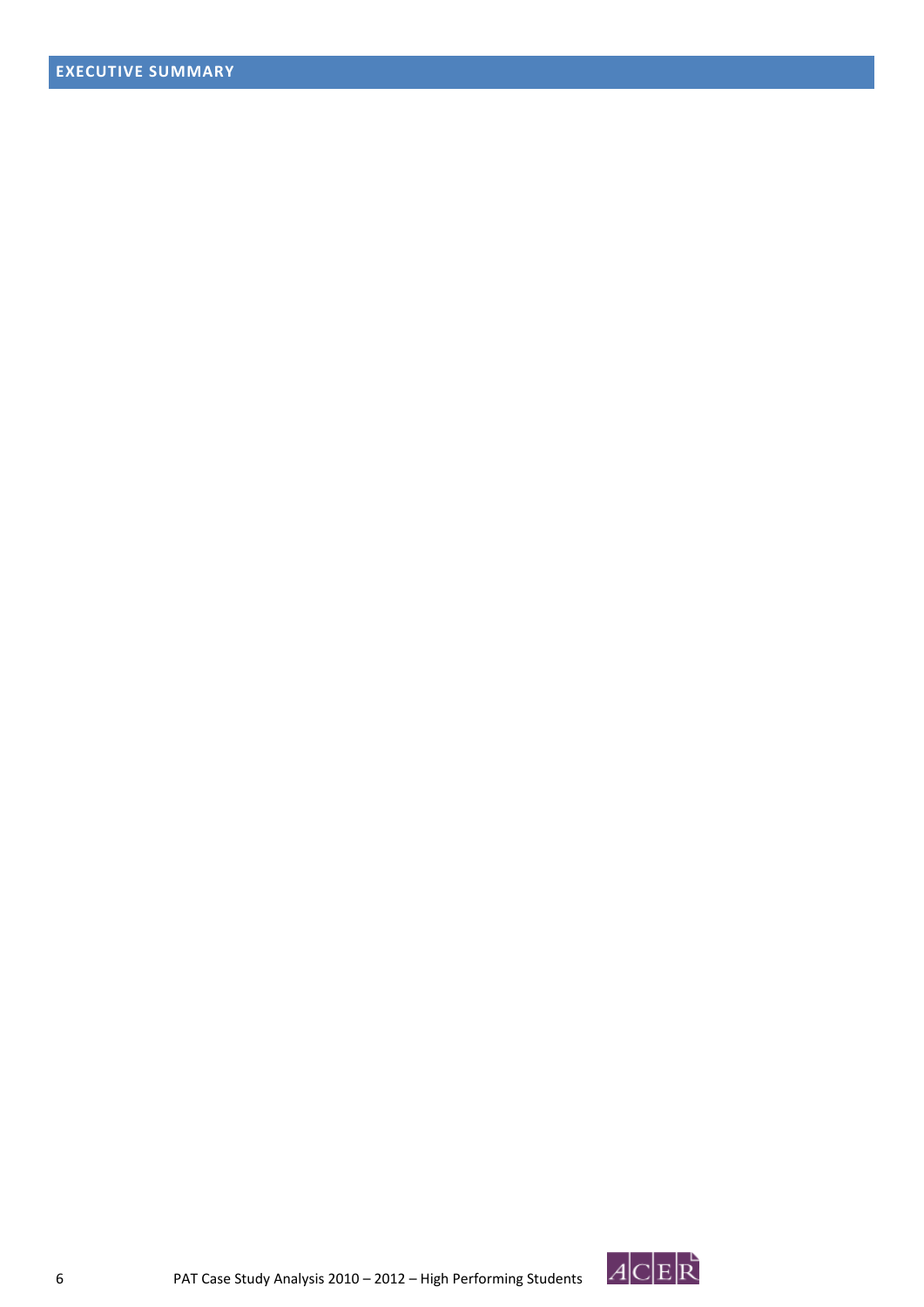## EXECUTIVE SUMMARY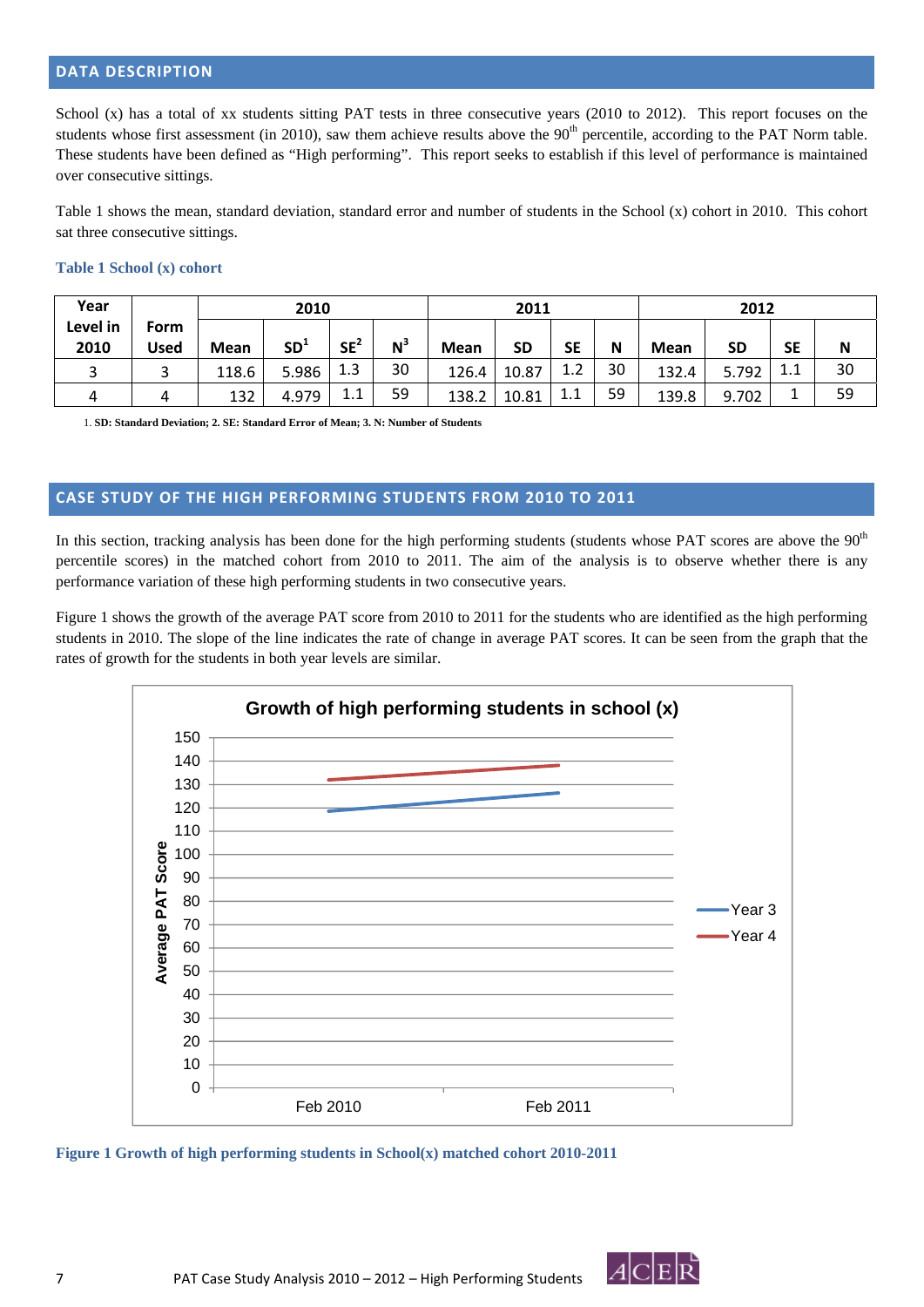## DATA DESCRIPTION

School (x) has a total of xx students sitting PAT tests in three consecutive years (2010 to 2012). This report focuses on the students whose first assessment (in 2010), saw them achieve results above the 90th percentile, according to the PAT Norm table. These students have been defined as "High performing". This report seeks to establish if this level of performance is maintained over consecutive sittings.

Table 1 shows the mean, standard deviation, standard error and number of students in the School (x) cohort in 2010. This cohort sat three consecutive sittings.

**Table 1 School (x) cohort**

| Year Level in 2010 | Form Used | 2010 | | | | 2011 | | | | 2012 | | | |
|---|---|---|---|---|---|---|---|---|---|---|---|---|---|
| | | Mean | SD[1] | SE[2] | N[3] | Mean | SD | SE | N | Mean | SD | SE | N |
| 3 | 3 | 118.6 | 5.986 | 1.3 | 30 | 126.4 | 10.87 | 1.2 | 30 | 132.4 | 5.792 | 1.1 | 30 |
| 4 | 4 | 132 | 4.979 | 1.1 | 59 | 138.2 | 10.81 | 1.1 | 59 | 139.8 | 9.702 | 1 | 59 |

1. **SD: Standard Deviation; 2. SE: Standard Error of Mean; 3. N: Number of Students**

## CASE STUDY OF THE HIGH PERFORMING STUDENTS FROM 2010 TO 2011

In this section, tracking analysis has been done for the high performing students (students whose PAT scores are above the 90th percentile scores) in the matched cohort from 2010 to 2011. The aim of the analysis is to observe whether there is any performance variation of these high performing students in two consecutive years.

Figure 1 shows the growth of the average PAT score from 2010 to 2011 for the students who are identified as the high performing students in 2010. The slope of the line indicates the rate of change in average PAT scores. It can be seen from the graph that the rates of growth for the students in both year levels are similar.

**Figure 1 Growth of high performing students in School(x) matched cohort 2010-2011**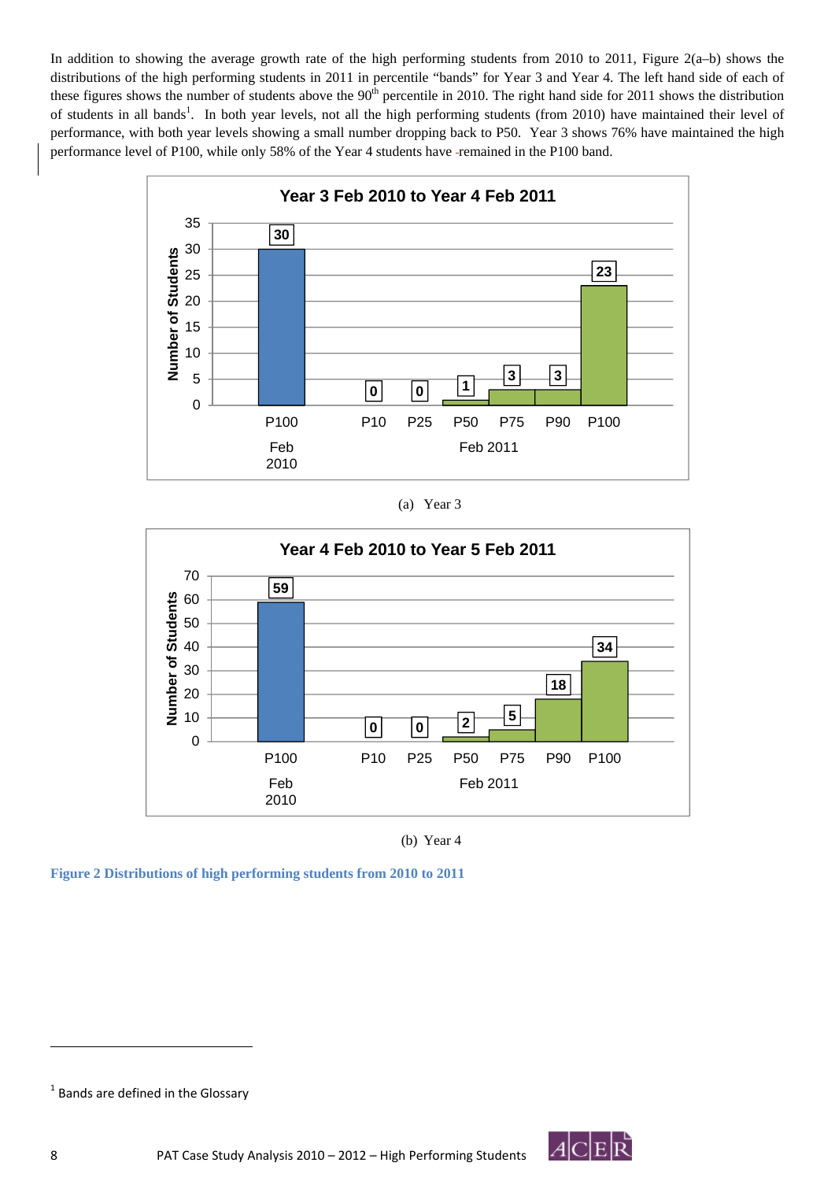In addition to showing the average growth rate of the high performing students from 2010 to 2011, Figure 2(a–b) shows the distributions of the high performing students in 2011 in percentile "bands" for Year 3 and Year 4. The left hand side of each of these figures shows the number of students above the 90th percentile in 2010. The right hand side for 2011 shows the distribution of students in all bands[1]. In both year levels, not all the high performing students (from 2010) have maintained their level of performance, with both year levels showing a small number dropping back to P50. Year 3 shows 76% have maintained the high performance level of P100, while only 58% of the Year 4 students have remained in the P100 band.

**Year 3 Feb 2010 to Year 4 Feb 2011**

| | Feb 2010 | Feb 2011 | | | | | |
|---|---|---|---|---|---|---|---|
| Band | P100 | P10 | P25 | P50 | P75 | P90 | P100 |
| Number of Students | 30 | 0 | 0 | 1 | 3 | 3 | 23 |

(a) Year 3

**Year 4 Feb 2010 to Year 5 Feb 2011**

| | Feb 2010 | Feb 2011 | | | | | |
|---|---|---|---|---|---|---|---|
| Band | P100 | P10 | P25 | P50 | P75 | P90 | P100 |
| Number of Students | 59 | 0 | 0 | 2 | 5 | 18 | 34 |

(b) Year 4

**Figure 2 Distributions of high performing students from 2010 to 2011**

[1] Bands are defined in the Glossary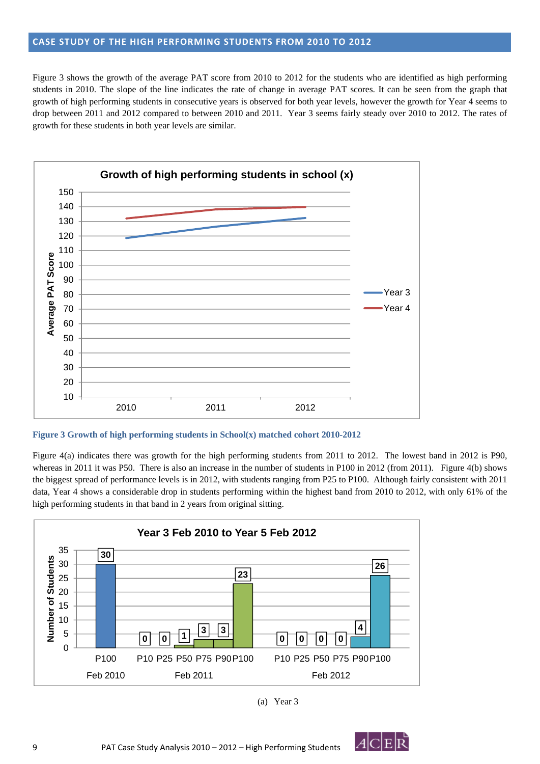## CASE STUDY OF THE HIGH PERFORMING STUDENTS FROM 2010 TO 2012

Figure 3 shows the growth of the average PAT score from 2010 to 2012 for the students who are identified as high performing students in 2010. The slope of the line indicates the rate of change in average PAT scores. It can be seen from the graph that growth of high performing students in consecutive years is observed for both year levels, however the growth for Year 4 seems to drop between 2011 and 2012 compared to between 2010 and 2011. Year 3 seems fairly steady over 2010 to 2012. The rates of growth for these students in both year levels are similar.

**Figure 3 Growth of high performing students in School(x) matched cohort 2010-2012**

Figure 4(a) indicates there was growth for the high performing students from 2011 to 2012. The lowest band in 2012 is P90, whereas in 2011 it was P50. There is also an increase in the number of students in P100 in 2012 (from 2011). Figure 4(b) shows the biggest spread of performance levels is in 2012, with students ranging from P25 to P100. Although fairly consistent with 2011 data, Year 4 shows a considerable drop in students performing within the highest band from 2010 to 2012, with only 61% of the high performing students in that band in 2 years from original sitting.

(a) Year 3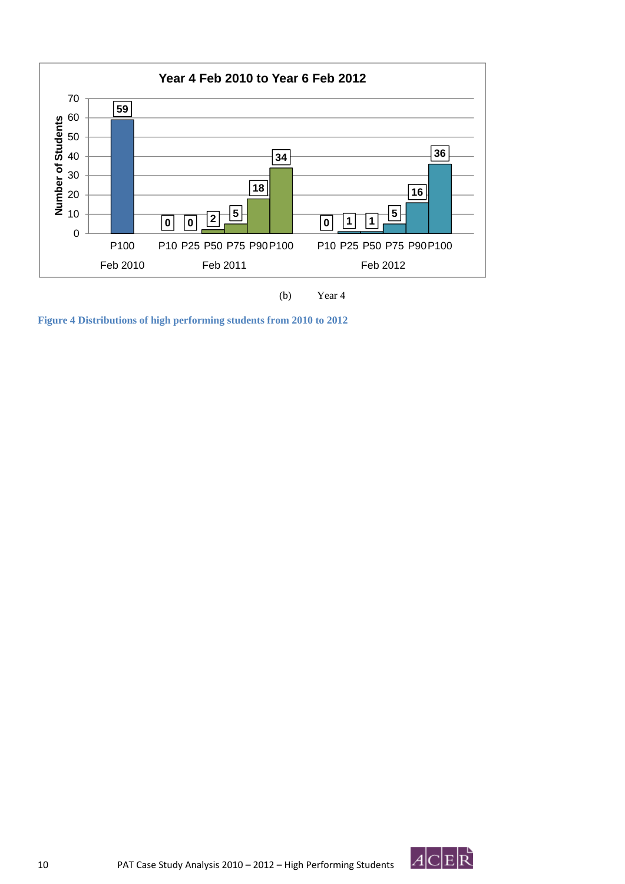**Year 4 Feb 2010 to Year 6 Feb 2012**

| | Feb 2010 | | | | | | | | | | | | |
|---|---|---|---|---|---|---|---|---|---|---|---|---|---|
| | P100 | P10 | P25 | P50 | P75 | P90 | P100 | P10 | P25 | P50 | P75 | P90 | P100 |
| Period | Feb 2010 | Feb 2011 | Feb 2011 | Feb 2011 | Feb 2011 | Feb 2011 | Feb 2011 | Feb 2012 | Feb 2012 | Feb 2012 | Feb 2012 | Feb 2012 | Feb 2012 |
| Number of Students | 59 | 0 | 0 | 2 | 5 | 18 | 34 | 0 | 1 | 1 | 5 | 16 | 36 |

(b) Year 4

**Figure 4 Distributions of high performing students from 2010 to 2012**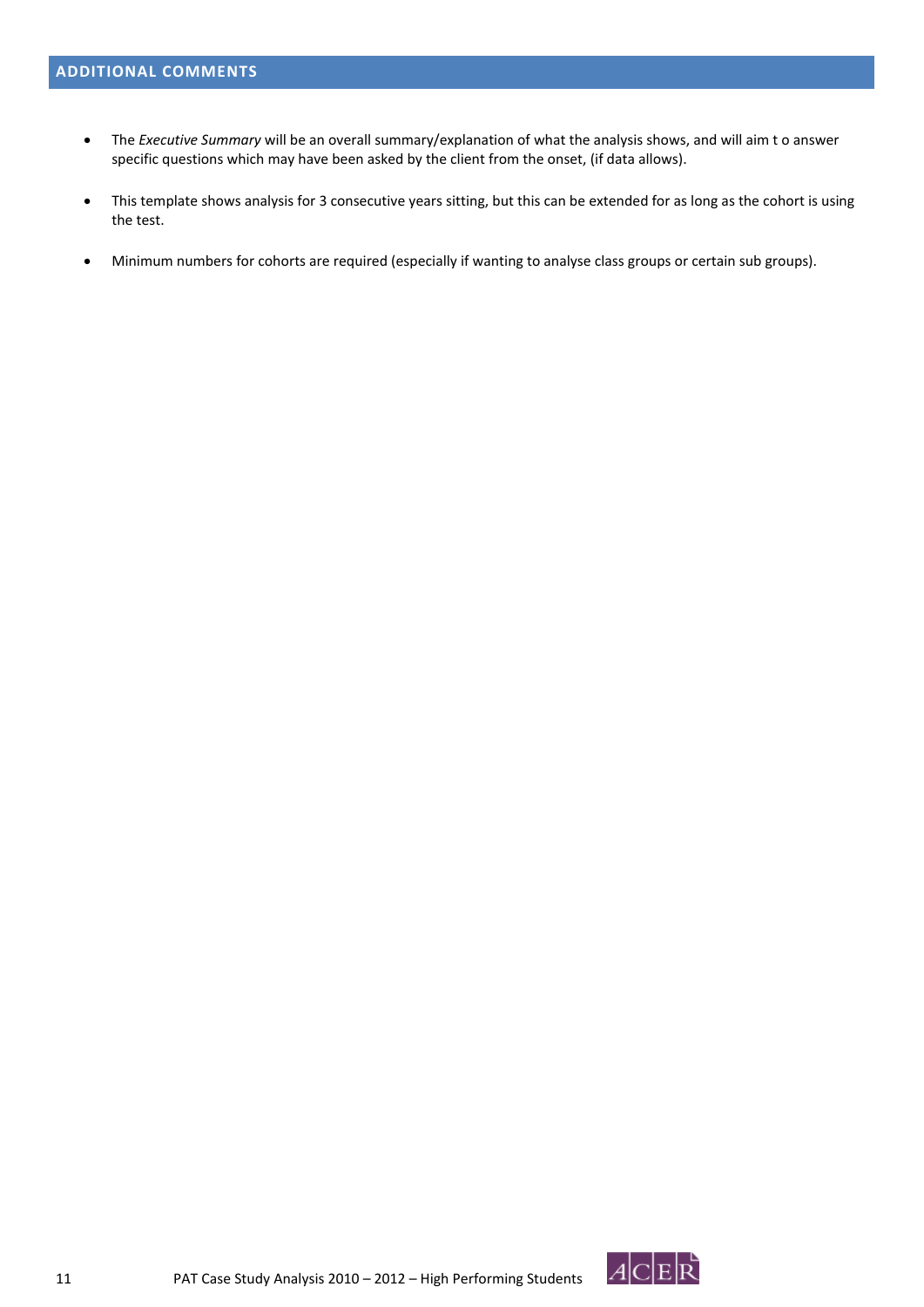## ADDITIONAL COMMENTS

- The *Executive Summary* will be an overall summary/explanation of what the analysis shows, and will aim t o answer specific questions which may have been asked by the client from the onset, (if data allows).
- This template shows analysis for 3 consecutive years sitting, but this can be extended for as long as the cohort is using the test.
- Minimum numbers for cohorts are required (especially if wanting to analyse class groups or certain sub groups).